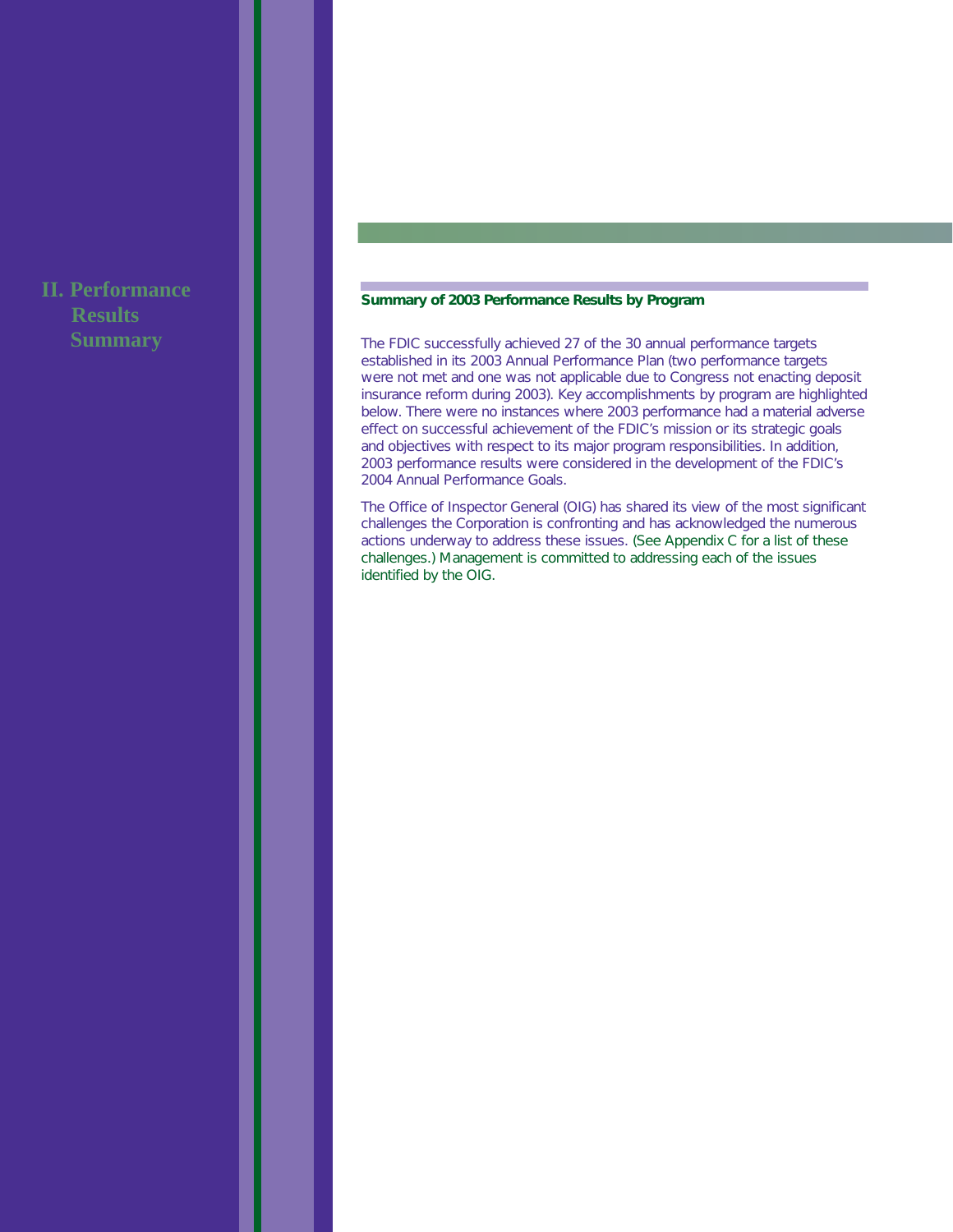# II. Performance Results Summary

## Summary of 2003 Performance Results by Program

The FDIC successfully achieved 27 of the 30 annual performance targets established in its 2003 Annual Performance Plan (two performance targets were not met and one was not applicable due to Congress not enacting deposit insurance reform during 2003). Key accomplishments by program are highlighted below. There were no instances where 2003 performance had a material adverse effect on successful achievement of the FDIC's mission or its strategic goals and objectives with respect to its major program responsibilities. In addition, 2003 performance results were considered in the development of the FDIC's 2004 Annual Performance Goals.

The Office of Inspector General (OIG) has shared its view of the most significant challenges the Corporation is confronting and has acknowledged the numerous actions underway to address these issues. (See Appendix C for a list of these challenges.) Management is committed to addressing each of the issues identified by the OIG.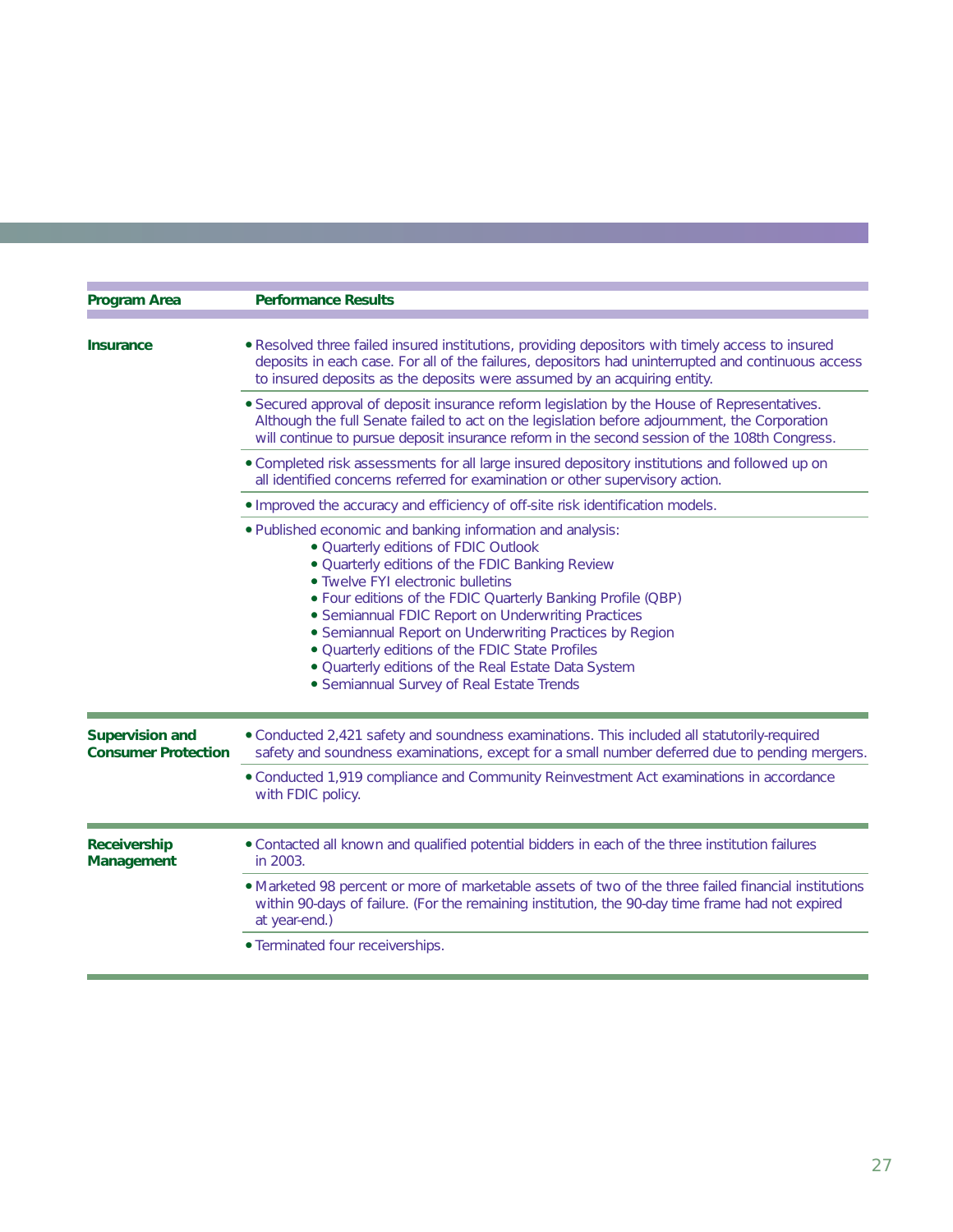| Program Area | Performance Results |
|---|---|
| **Insurance** | • Resolved three failed insured institutions, providing depositors with timely access to insured deposits in each case. For all of the failures, depositors had uninterrupted and continuous access to insured deposits as the deposits were assumed by an acquiring entity. |
| | • Secured approval of deposit insurance reform legislation by the House of Representatives. Although the full Senate failed to act on the legislation before adjournment, the Corporation will continue to pursue deposit insurance reform in the second session of the 108th Congress. |
| | • Completed risk assessments for all large insured depository institutions and followed up on all identified concerns referred for examination or other supervisory action. |
| | • Improved the accuracy and efficiency of off-site risk identification models. |
| | • Published economic and banking information and analysis:<br>• Quarterly editions of FDIC Outlook<br>• Quarterly editions of the FDIC Banking Review<br>• Twelve FYI electronic bulletins<br>• Four editions of the FDIC Quarterly Banking Profile (QBP)<br>• Semiannual FDIC Report on Underwriting Practices<br>• Semiannual Report on Underwriting Practices by Region<br>• Quarterly editions of the FDIC State Profiles<br>• Quarterly editions of the Real Estate Data System<br>• Semiannual Survey of Real Estate Trends |
| **Supervision and Consumer Protection** | • Conducted 2,421 safety and soundness examinations. This included all statutorily-required safety and soundness examinations, except for a small number deferred due to pending mergers. |
| | • Conducted 1,919 compliance and Community Reinvestment Act examinations in accordance with FDIC policy. |
| **Receivership Management** | • Contacted all known and qualified potential bidders in each of the three institution failures in 2003. |
| | • Marketed 98 percent or more of marketable assets of two of the three failed financial institutions within 90-days of failure. (For the remaining institution, the 90-day time frame had not expired at year-end.) |
| | • Terminated four receiverships. |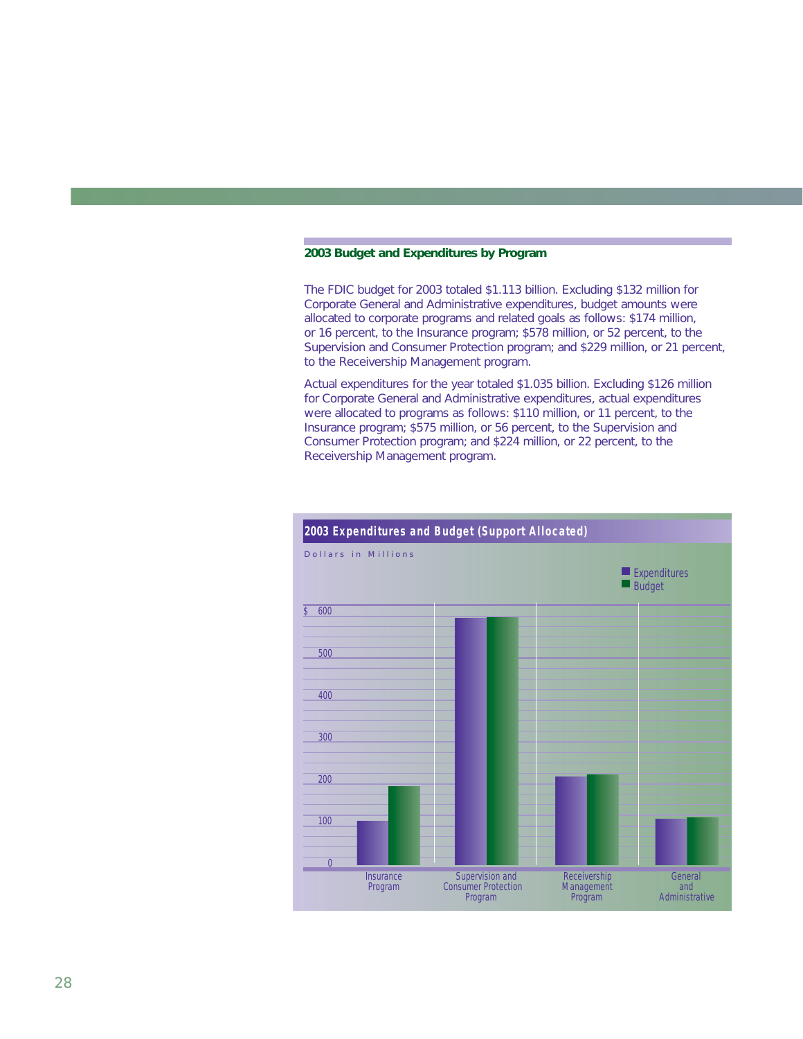## 2003 Budget and Expenditures by Program

The FDIC budget for 2003 totaled $1.113 billion. Excluding $132 million for Corporate General and Administrative expenditures, budget amounts were allocated to corporate programs and related goals as follows: $174 million, or 16 percent, to the Insurance program; $578 million, or 52 percent, to the Supervision and Consumer Protection program; and $229 million, or 21 percent, to the Receivership Management program.

Actual expenditures for the year totaled $1.035 billion. Excluding $126 million for Corporate General and Administrative expenditures, actual expenditures were allocated to programs as follows: $110 million, or 11 percent, to the Insurance program; $575 million, or 56 percent, to the Supervision and Consumer Protection program; and $224 million, or 22 percent, to the Receivership Management program.

### 2003 Expenditures and Budget (Support Allocated)

Dollars in Millions

Legend: Expenditures, Budget

Y-axis: $ 0, 100, 200, 300, 400, 500, 600

Categories: Insurance Program; Supervision and Consumer Protection Program; Receivership Management Program; General and Administrative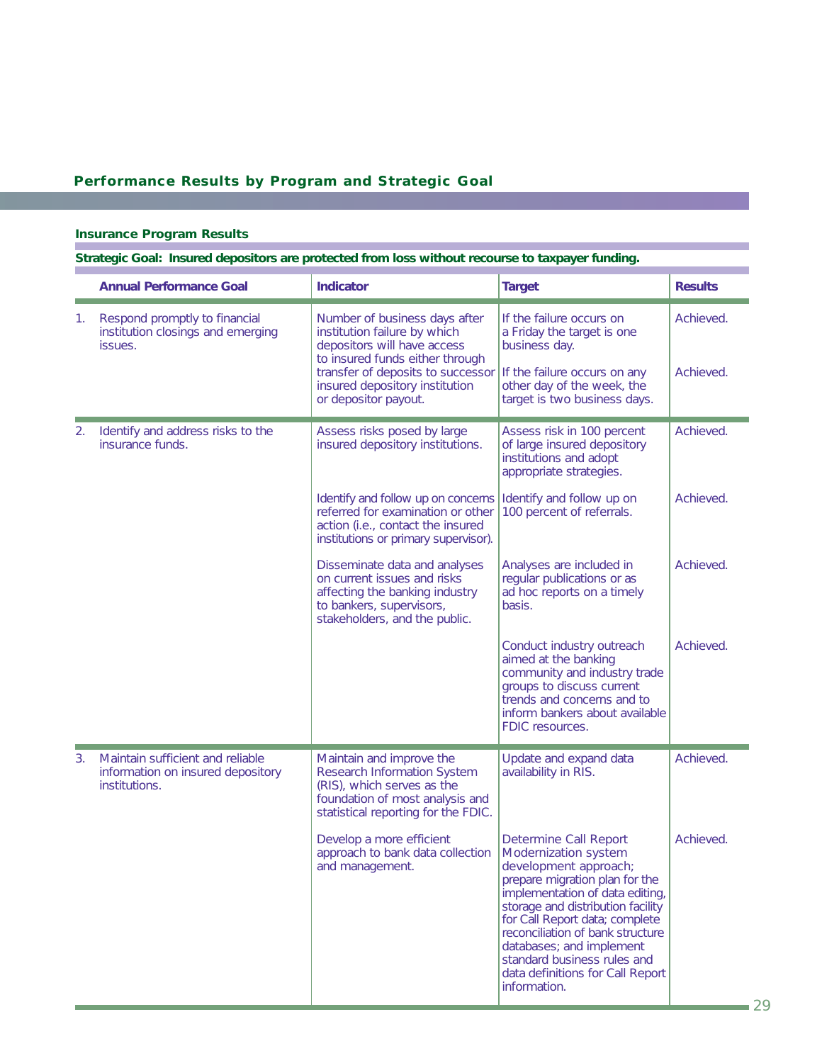## Performance Results by Program and Strategic Goal

### Insurance Program Results

**Strategic Goal: Insured depositors are protected from loss without recourse to taxpayer funding.**

| | Annual Performance Goal | Indicator | Target | Results |
|---|---|---|---|---|
| 1. | Respond promptly to financial institution closings and emerging issues. | Number of business days after institution failure by which depositors will have access to insured funds either through transfer of deposits to successor insured depository institution or depositor payout. | If the failure occurs on a Friday the target is one business day. | Achieved. |
| | | | If the failure occurs on any other day of the week, the target is two business days. | Achieved. |
| 2. | Identify and address risks to the insurance funds. | Assess risks posed by large insured depository institutions. | Assess risk in 100 percent of large insured depository institutions and adopt appropriate strategies. | Achieved. |
| | | Identify and follow up on concerns referred for examination or other action (i.e., contact the insured institutions or primary supervisor). | Identify and follow up on 100 percent of referrals. | Achieved. |
| | | Disseminate data and analyses on current issues and risks affecting the banking industry to bankers, supervisors, stakeholders, and the public. | Analyses are included in regular publications or as ad hoc reports on a timely basis. | Achieved. |
| | | | Conduct industry outreach aimed at the banking community and industry trade groups to discuss current trends and concerns and to inform bankers about available FDIC resources. | Achieved. |
| 3. | Maintain sufficient and reliable information on insured depository institutions. | Maintain and improve the Research Information System (RIS), which serves as the foundation of most analysis and statistical reporting for the FDIC. | Update and expand data availability in RIS. | Achieved. |
| | | Develop a more efficient approach to bank data collection and management. | Determine Call Report Modernization system development approach; prepare migration plan for the implementation of data editing, storage and distribution facility for Call Report data; complete reconciliation of bank structure databases; and implement standard business rules and data definitions for Call Report information. | Achieved. |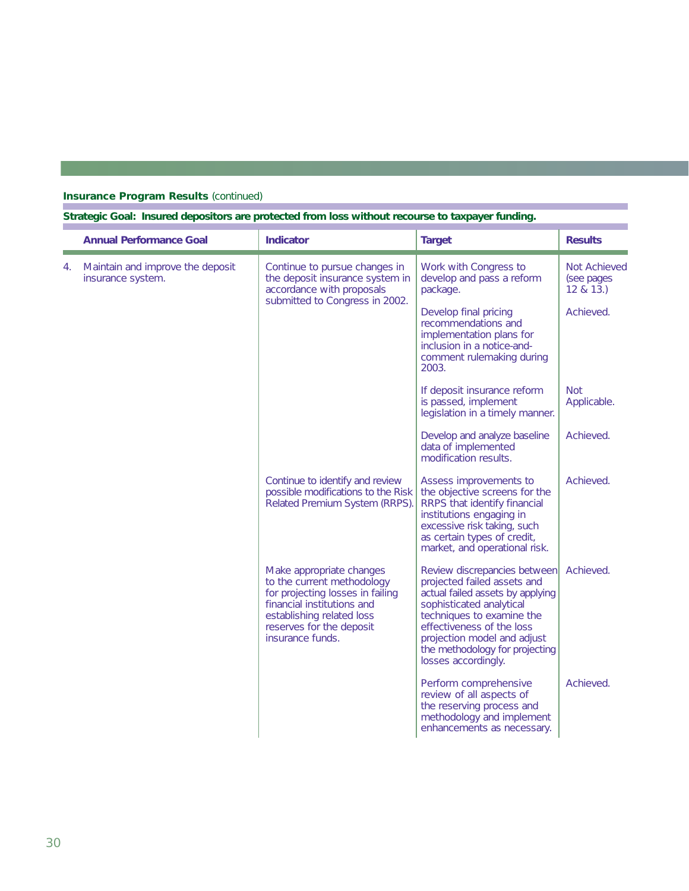**Insurance Program Results** (continued)

**Strategic Goal: Insured depositors are protected from loss without recourse to taxpayer funding.**

| | Annual Performance Goal | Indicator | Target | Results |
|---|---|---|---|---|
| 4. | Maintain and improve the deposit insurance system. | Continue to pursue changes in the deposit insurance system in accordance with proposals submitted to Congress in 2002. | Work with Congress to develop and pass a reform package. | Not Achieved (see pages 12 & 13.) |
| | | | Develop final pricing recommendations and implementation plans for inclusion in a notice-and-comment rulemaking during 2003. | Achieved. |
| | | | If deposit insurance reform is passed, implement legislation in a timely manner. | Not Applicable. |
| | | | Develop and analyze baseline data of implemented modification results. | Achieved. |
| | | Continue to identify and review possible modifications to the Risk Related Premium System (RRPS). | Assess improvements to the objective screens for the RRPS that identify financial institutions engaging in excessive risk taking, such as certain types of credit, market, and operational risk. | Achieved. |
| | | Make appropriate changes to the current methodology for projecting losses in failing financial institutions and establishing related loss reserves for the deposit insurance funds. | Review discrepancies between projected failed assets and actual failed assets by applying sophisticated analytical techniques to examine the effectiveness of the loss projection model and adjust the methodology for projecting losses accordingly. | Achieved. |
| | | | Perform comprehensive review of all aspects of the reserving process and methodology and implement enhancements as necessary. | Achieved. |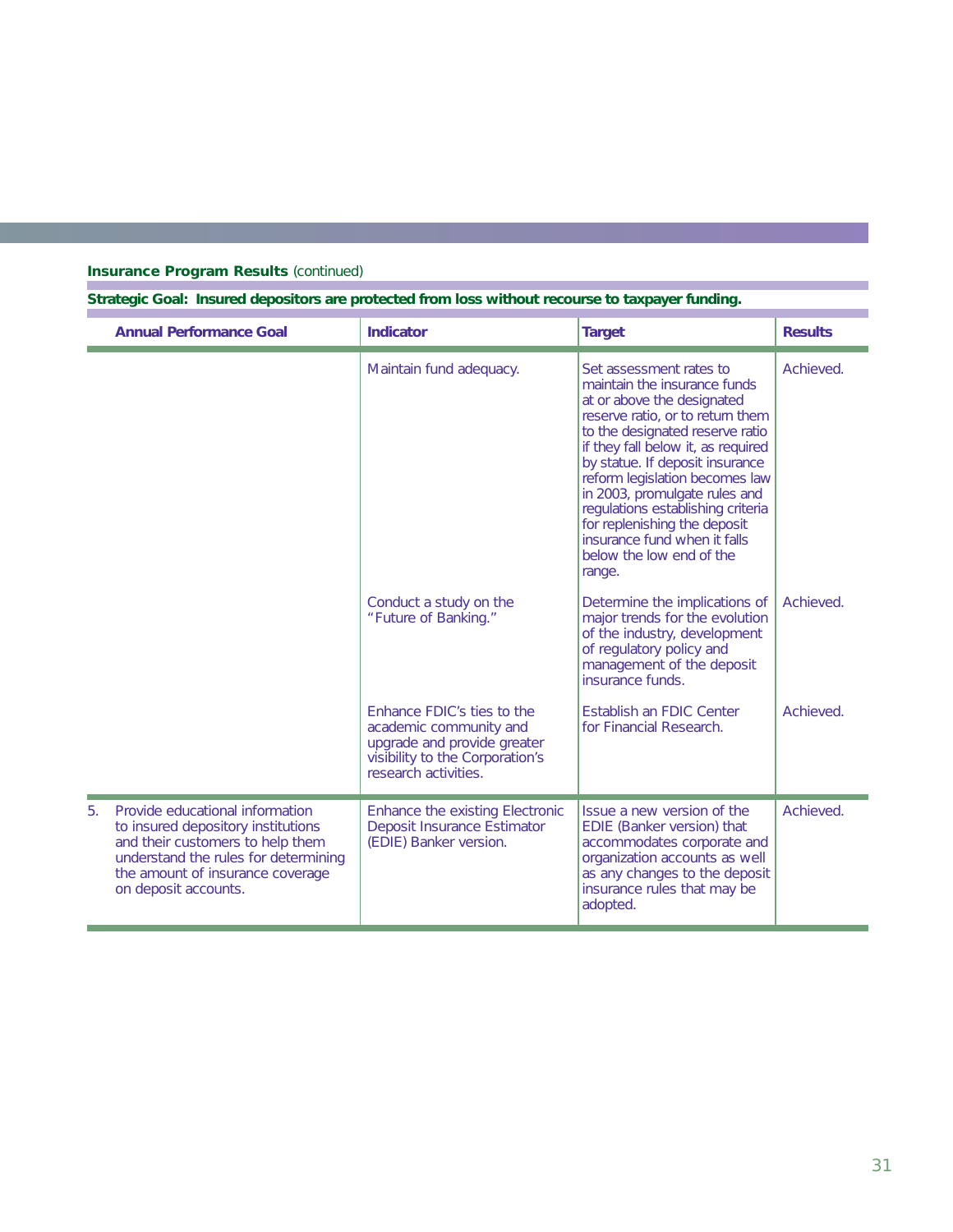**Insurance Program Results** (continued)

**Strategic Goal: Insured depositors are protected from loss without recourse to taxpayer funding.**

| Annual Performance Goal | Indicator | Target | Results |
|---|---|---|---|
| | Maintain fund adequacy. | Set assessment rates to maintain the insurance funds at or above the designated reserve ratio, or to return them to the designated reserve ratio if they fall below it, as required by statue. If deposit insurance reform legislation becomes law in 2003, promulgate rules and regulations establishing criteria for replenishing the deposit insurance fund when it falls below the low end of the range. | Achieved. |
| | Conduct a study on the "Future of Banking." | Determine the implications of major trends for the evolution of the industry, development of regulatory policy and management of the deposit insurance funds. | Achieved. |
| | Enhance FDIC's ties to the academic community and upgrade and provide greater visibility to the Corporation's research activities. | Establish an FDIC Center for Financial Research. | Achieved. |
| 5. Provide educational information to insured depository institutions and their customers to help them understand the rules for determining the amount of insurance coverage on deposit accounts. | Enhance the existing Electronic Deposit Insurance Estimator (EDIE) Banker version. | Issue a new version of the EDIE (Banker version) that accommodates corporate and organization accounts as well as any changes to the deposit insurance rules that may be adopted. | Achieved. |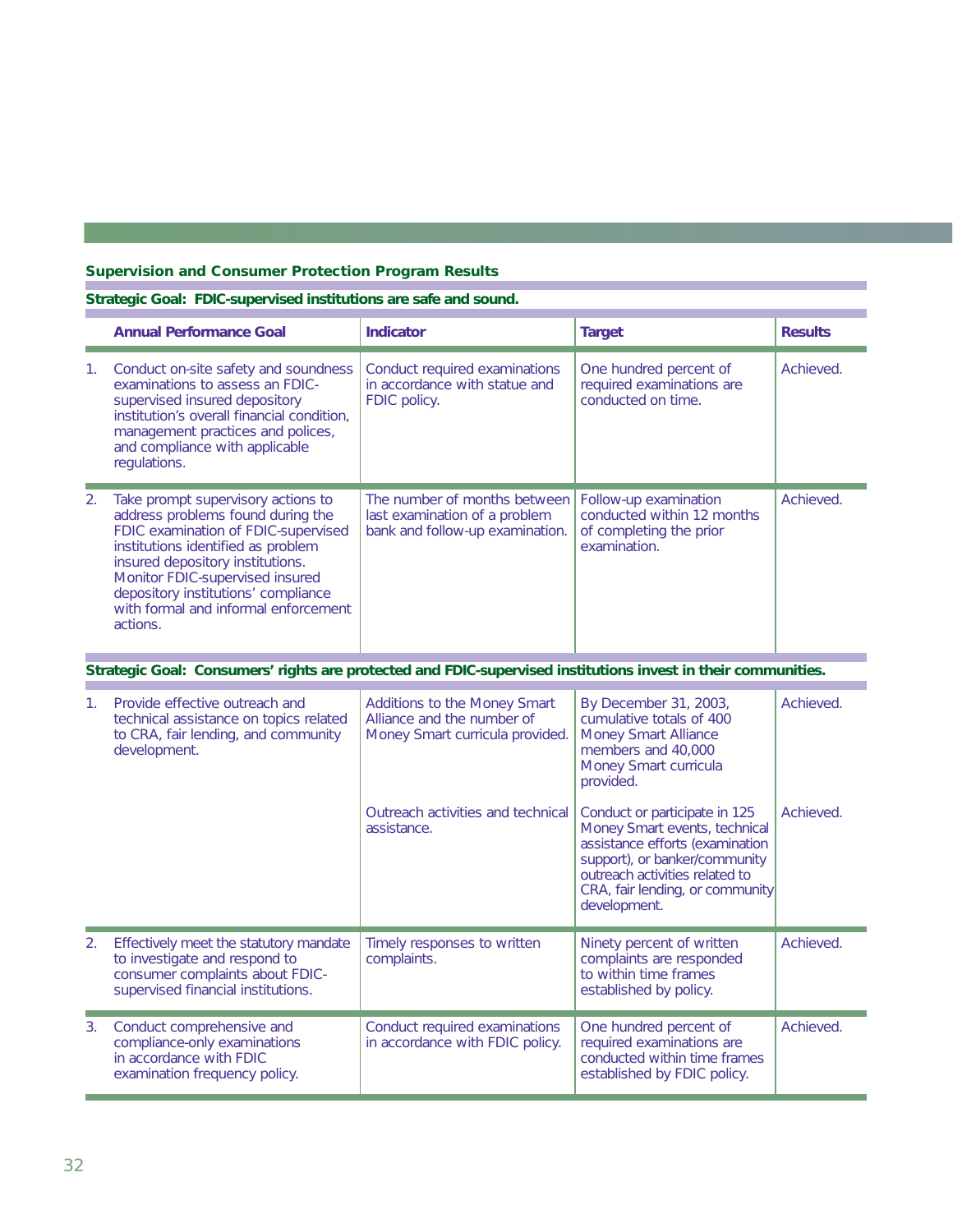## Supervision and Consumer Protection Program Results

| | Annual Performance Goal | Indicator | Target | Results |
|---|---|---|---|---|
| **Strategic Goal: FDIC-supervised institutions are safe and sound.** | | | | |
| 1. | Conduct on-site safety and soundness examinations to assess an FDIC-supervised insured depository institution's overall financial condition, management practices and polices, and compliance with applicable regulations. | Conduct required examinations in accordance with statue and FDIC policy. | One hundred percent of required examinations are conducted on time. | Achieved. |
| 2. | Take prompt supervisory actions to address problems found during the FDIC examination of FDIC-supervised institutions identified as problem insured depository institutions. Monitor FDIC-supervised insured depository institutions' compliance with formal and informal enforcement actions. | The number of months between last examination of a problem bank and follow-up examination. | Follow-up examination conducted within 12 months of completing the prior examination. | Achieved. |
| **Strategic Goal: Consumers' rights are protected and FDIC-supervised institutions invest in their communities.** | | | | |
| 1. | Provide effective outreach and technical assistance on topics related to CRA, fair lending, and community development. | Additions to the Money Smart Alliance and the number of Money Smart curricula provided. | By December 31, 2003, cumulative totals of 400 Money Smart Alliance members and 40,000 Money Smart curricula provided. | Achieved. |
| | | Outreach activities and technical assistance. | Conduct or participate in 125 Money Smart events, technical assistance efforts (examination support), or banker/community outreach activities related to CRA, fair lending, or community development. | Achieved. |
| 2. | Effectively meet the statutory mandate to investigate and respond to consumer complaints about FDIC-supervised financial institutions. | Timely responses to written complaints. | Ninety percent of written complaints are responded to within time frames established by policy. | Achieved. |
| 3. | Conduct comprehensive and compliance-only examinations in accordance with FDIC examination frequency policy. | Conduct required examinations in accordance with FDIC policy. | One hundred percent of required examinations are conducted within time frames established by FDIC policy. | Achieved. |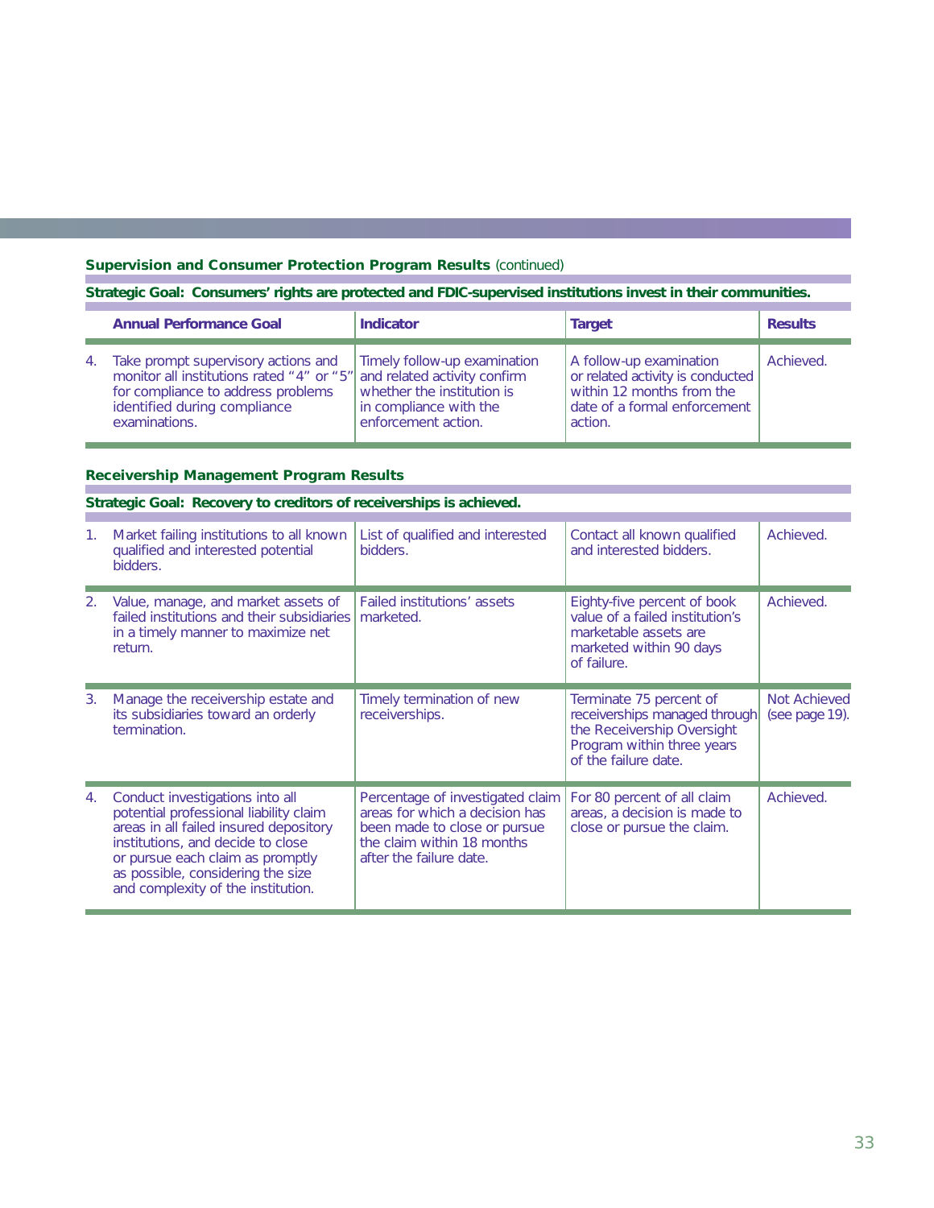### Supervision and Consumer Protection Program Results (continued)

**Strategic Goal: Consumers' rights are protected and FDIC-supervised institutions invest in their communities.**

| | Annual Performance Goal | Indicator | Target | Results |
|---|---|---|---|---|
| 4. | Take prompt supervisory actions and monitor all institutions rated "4" or "5" for compliance to address problems identified during compliance examinations. | Timely follow-up examination and related activity confirm whether the institution is in compliance with the enforcement action. | A follow-up examination or related activity is conducted within 12 months from the date of a formal enforcement action. | Achieved. |

### Receivership Management Program Results

**Strategic Goal: Recovery to creditors of receiverships is achieved.**

| | Annual Performance Goal | Indicator | Target | Results |
|---|---|---|---|---|
| 1. | Market failing institutions to all known qualified and interested potential bidders. | List of qualified and interested bidders. | Contact all known qualified and interested bidders. | Achieved. |
| 2. | Value, manage, and market assets of failed institutions and their subsidiaries in a timely manner to maximize net return. | Failed institutions' assets marketed. | Eighty-five percent of book value of a failed institution's marketable assets are marketed within 90 days of failure. | Achieved. |
| 3. | Manage the receivership estate and its subsidiaries toward an orderly termination. | Timely termination of new receiverships. | Terminate 75 percent of receiverships managed through the Receivership Oversight Program within three years of the failure date. | Not Achieved (see page 19). |
| 4. | Conduct investigations into all potential professional liability claim areas in all failed insured depository institutions, and decide to close or pursue each claim as promptly as possible, considering the size and complexity of the institution. | Percentage of investigated claim areas for which a decision has been made to close or pursue the claim within 18 months after the failure date. | For 80 percent of all claim areas, a decision is made to close or pursue the claim. | Achieved. |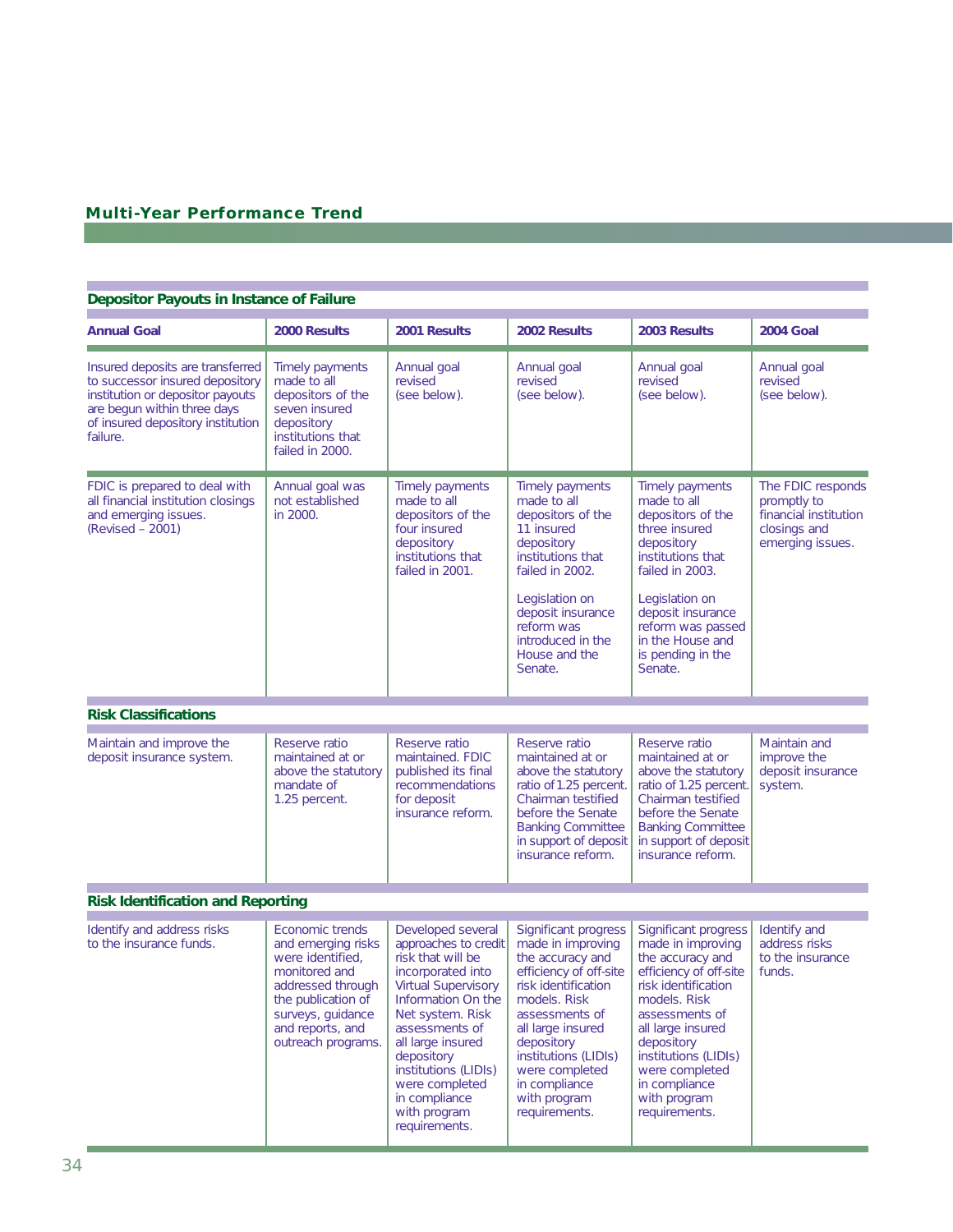## Multi-Year Performance Trend

| Annual Goal | 2000 Results | 2001 Results | 2002 Results | 2003 Results | 2004 Goal |
|---|---|---|---|---|---|
| **Depositor Payouts in Instance of Failure** | | | | | |
| Insured deposits are transferred to successor insured depository institution or depositor payouts are begun within three days of insured depository institution failure. | Timely payments made to all depositors of the seven insured depository institutions that failed in 2000. | Annual goal revised (see below). | Annual goal revised (see below). | Annual goal revised (see below). | Annual goal revised (see below). |
| FDIC is prepared to deal with all financial institution closings and emerging issues. (Revised – 2001) | Annual goal was not established in 2000. | Timely payments made to all depositors of the four insured depository institutions that failed in 2001. | Timely payments made to all depositors of the 11 insured depository institutions that failed in 2002.<br><br>Legislation on deposit insurance reform was introduced in the House and the Senate. | Timely payments made to all depositors of the three insured depository institutions that failed in 2003.<br><br>Legislation on deposit insurance reform was passed in the House and is pending in the Senate. | The FDIC responds promptly to financial institution closings and emerging issues. |
| **Risk Classifications** | | | | | |
| Maintain and improve the deposit insurance system. | Reserve ratio maintained at or above the statutory mandate of 1.25 percent. | Reserve ratio maintained. FDIC published its final recommendations for deposit insurance reform. | Reserve ratio maintained at or above the statutory ratio of 1.25 percent. Chairman testified before the Senate Banking Committee in support of deposit insurance reform. | Reserve ratio maintained at or above the statutory ratio of 1.25 percent. Chairman testified before the Senate Banking Committee in support of deposit insurance reform. | Maintain and improve the deposit insurance system. |
| **Risk Identification and Reporting** | | | | | |
| Identify and address risks to the insurance funds. | Economic trends and emerging risks were identified, monitored and addressed through the publication of surveys, guidance and reports, and outreach programs. | Developed several approaches to credit risk that will be incorporated into Virtual Supervisory Information On the Net system. Risk assessments of all large insured depository institutions (LIDIs) were completed in compliance with program requirements. | Significant progress made in improving the accuracy and efficiency of off-site risk identification models. Risk assessments of all large insured depository institutions (LIDIs) were completed in compliance with program requirements. | Significant progress made in improving the accuracy and efficiency of off-site risk identification models. Risk assessments of all large insured depository institutions (LIDIs) were completed in compliance with program requirements. | Identify and address risks to the insurance funds. |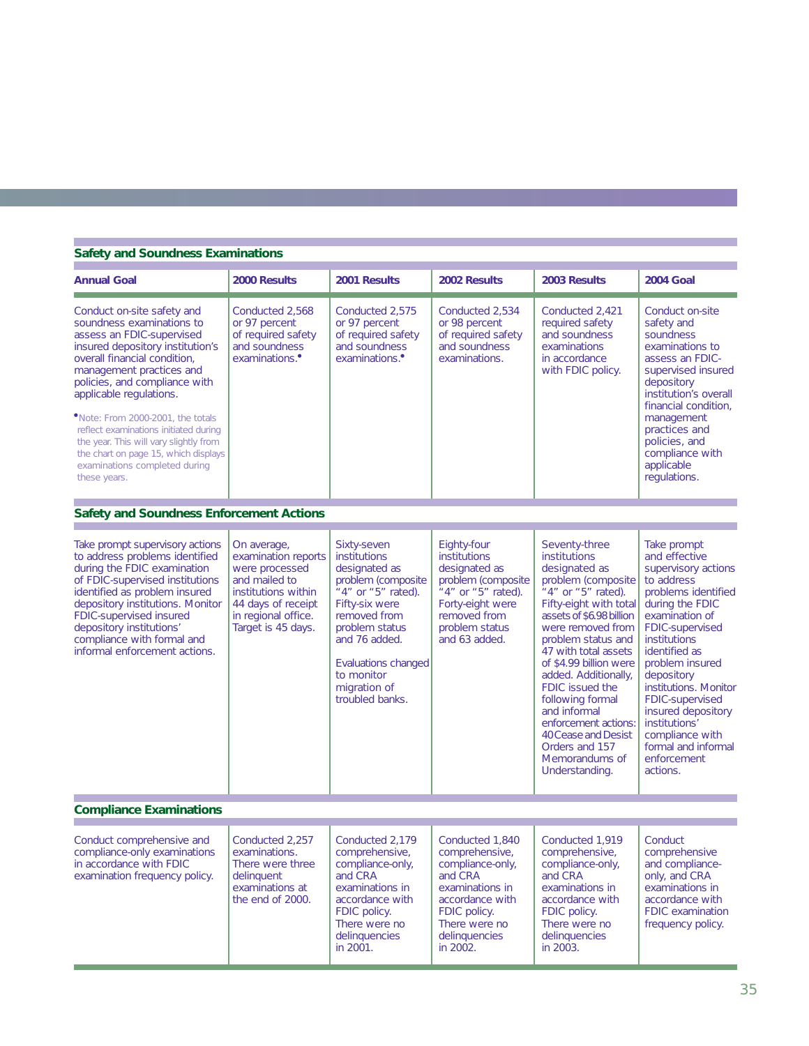| Annual Goal | 2000 Results | 2001 Results | 2002 Results | 2003 Results | 2004 Goal |
|---|---|---|---|---|---|
| **Safety and Soundness Examinations** | | | | | |
| Conduct on-site safety and soundness examinations to assess an FDIC-supervised insured depository institution's overall financial condition, management practices and policies, and compliance with applicable regulations. •Note: From 2000-2001, the totals reflect examinations initiated during the year. This will vary slightly from the chart on page 15, which displays examinations completed during these years. | Conducted 2,568 or 97 percent of required safety and soundness examinations.• | Conducted 2,575 or 97 percent of required safety and soundness examinations.• | Conducted 2,534 or 98 percent of required safety and soundness examinations. | Conducted 2,421 required safety and soundness examinations in accordance with FDIC policy. | Conduct on-site safety and soundness examinations to assess an FDIC-supervised insured depository institution's overall financial condition, management practices and policies, and compliance with applicable regulations. |
| **Safety and Soundness Enforcement Actions** | | | | | |
| Take prompt supervisory actions to address problems identified during the FDIC examination of FDIC-supervised institutions identified as problem insured depository institutions. Monitor FDIC-supervised insured depository institutions' compliance with formal and informal enforcement actions. | On average, examination reports were processed and mailed to institutions within 44 days of receipt in regional office. Target is 45 days. | Sixty-seven institutions designated as problem (composite "4" or "5" rated). Fifty-six were removed from problem status and 76 added. Evaluations changed to monitor migration of troubled banks. | Eighty-four institutions designated as problem (composite "4" or "5" rated). Forty-eight were removed from problem status and 63 added. | Seventy-three institutions designated as problem (composite "4" or "5" rated). Fifty-eight with total assets of $6.98 billion were removed from problem status and 47 with total assets of $4.99 billion were added. Additionally, FDIC issued the following formal and informal enforcement actions: 40 Cease and Desist Orders and 157 Memorandums of Understanding. | Take prompt and effective supervisory actions to address problems identified during the FDIC examination of FDIC-supervised institutions identified as problem insured depository institutions. Monitor FDIC-supervised insured depository institutions' compliance with formal and informal enforcement actions. |
| **Compliance Examinations** | | | | | |
| Conduct comprehensive and compliance-only examinations in accordance with FDIC examination frequency policy. | Conducted 2,257 examinations. There were three delinquent examinations at the end of 2000. | Conducted 2,179 comprehensive, compliance-only, and CRA examinations in accordance with FDIC policy. There were no delinquencies in 2001. | Conducted 1,840 comprehensive, compliance-only, and CRA examinations in accordance with FDIC policy. There were no delinquencies in 2002. | Conducted 1,919 comprehensive, compliance-only, and CRA examinations in accordance with FDIC policy. There were no delinquencies in 2003. | Conduct comprehensive and compliance-only, and CRA examinations in accordance with FDIC examination frequency policy. |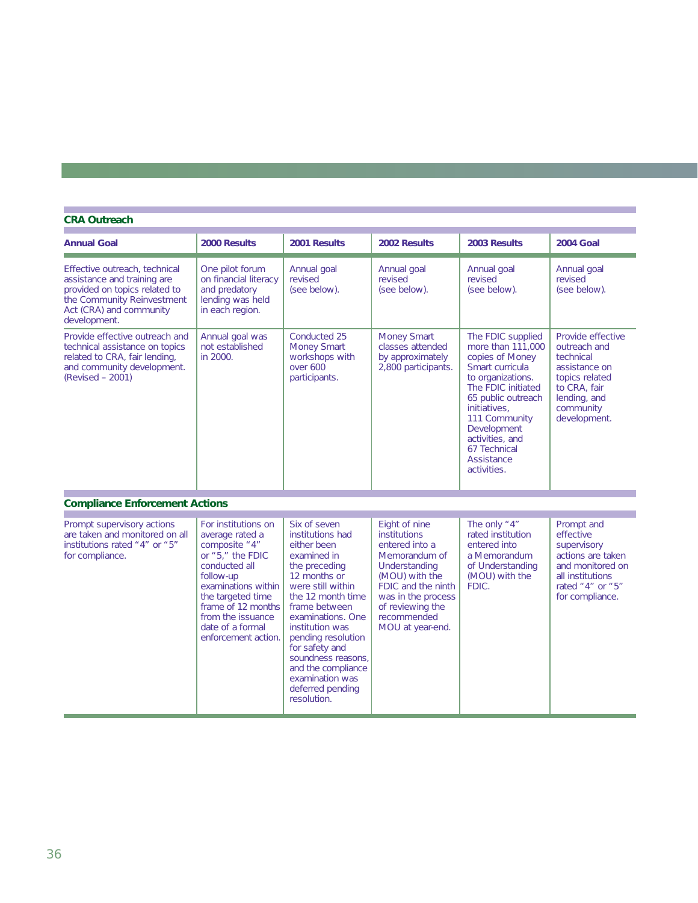### CRA Outreach

| Annual Goal | 2000 Results | 2001 Results | 2002 Results | 2003 Results | 2004 Goal |
|---|---|---|---|---|---|
| Effective outreach, technical assistance and training are provided on topics related to the Community Reinvestment Act (CRA) and community development. | One pilot forum on financial literacy and predatory lending was held in each region. | Annual goal revised (see below). | Annual goal revised (see below). | Annual goal revised (see below). | Annual goal revised (see below). |
| Provide effective outreach and technical assistance on topics related to CRA, fair lending, and community development. (Revised – 2001) | Annual goal was not established in 2000. | Conducted 25 Money Smart workshops with over 600 participants. | Money Smart classes attended by approximately 2,800 participants. | The FDIC supplied more than 111,000 copies of Money Smart curricula to organizations. The FDIC initiated 65 public outreach initiatives, 111 Community Development activities, and 67 Technical Assistance activities. | Provide effective outreach and technical assistance on topics related to CRA, fair lending, and community development. |

### Compliance Enforcement Actions

| Annual Goal | 2000 Results | 2001 Results | 2002 Results | 2003 Results | 2004 Goal |
|---|---|---|---|---|---|
| Prompt supervisory actions are taken and monitored on all institutions rated "4" or "5" for compliance. | For institutions on average rated a composite "4" or "5," the FDIC conducted all follow-up examinations within the targeted time frame of 12 months from the issuance date of a formal enforcement action. | Six of seven institutions had either been examined in the preceding 12 months or were still within the 12 month time frame between examinations. One institution was pending resolution for safety and soundness reasons, and the compliance examination was deferred pending resolution. | Eight of nine institutions entered into a Memorandum of Understanding (MOU) with the FDIC and the ninth was in the process of reviewing the recommended MOU at year-end. | The only "4" rated institution entered into a Memorandum of Understanding (MOU) with the FDIC. | Prompt and effective supervisory actions are taken and monitored on all institutions rated "4" or "5" for compliance. |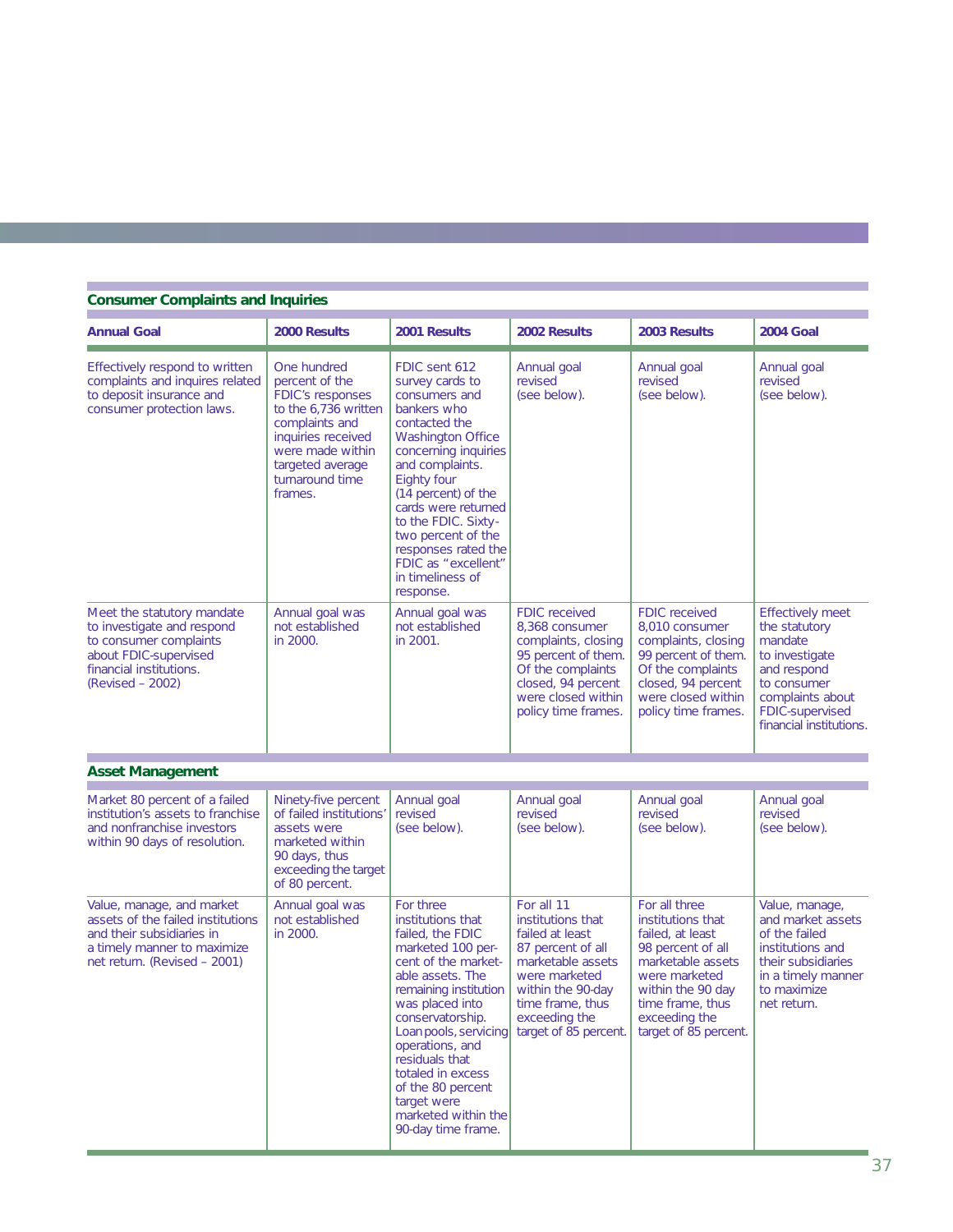### Consumer Complaints and Inquiries

| Annual Goal | 2000 Results | 2001 Results | 2002 Results | 2003 Results | 2004 Goal |
|---|---|---|---|---|---|
| Effectively respond to written complaints and inquires related to deposit insurance and consumer protection laws. | One hundred percent of the FDIC's responses to the 6,736 written complaints and inquiries received were made within targeted average turnaround time frames. | FDIC sent 612 survey cards to consumers and bankers who contacted the Washington Office concerning inquiries and complaints. Eighty four (14 percent) of the cards were returned to the FDIC. Sixty-two percent of the responses rated the FDIC as "excellent" in timeliness of response. | Annual goal revised (see below). | Annual goal revised (see below). | Annual goal revised (see below). |
| Meet the statutory mandate to investigate and respond to consumer complaints about FDIC-supervised financial institutions. (Revised – 2002) | Annual goal was not established in 2000. | Annual goal was not established in 2001. | FDIC received 8,368 consumer complaints, closing 95 percent of them. Of the complaints closed, 94 percent were closed within policy time frames. | FDIC received 8,010 consumer complaints, closing 99 percent of them. Of the complaints closed, 94 percent were closed within policy time frames. | Effectively meet the statutory mandate to investigate and respond to consumer complaints about FDIC-supervised financial institutions. |

### Asset Management

| Annual Goal | 2000 Results | 2001 Results | 2002 Results | 2003 Results | 2004 Goal |
|---|---|---|---|---|---|
| Market 80 percent of a failed institution's assets to franchise and nonfranchise investors within 90 days of resolution. | Ninety-five percent of failed institutions' assets were marketed within 90 days, thus exceeding the target of 80 percent. | Annual goal revised (see below). | Annual goal revised (see below). | Annual goal revised (see below). | Annual goal revised (see below). |
| Value, manage, and market assets of the failed institutions and their subsidiaries in a timely manner to maximize net return. (Revised – 2001) | Annual goal was not established in 2000. | For three institutions that failed, the FDIC marketed 100 percent of the marketable assets. The remaining institution was placed into conservatorship. Loan pools, servicing operations, and residuals that totaled in excess of the 80 percent target were marketed within the 90-day time frame. | For all 11 institutions that failed at least 87 percent of all marketable assets were marketed within the 90-day time frame, thus exceeding the target of 85 percent. | For all three institutions that failed, at least 98 percent of all marketable assets were marketed within the 90 day time frame, thus exceeding the target of 85 percent. | Value, manage, and market assets of the failed institutions and their subsidiaries in a timely manner to maximize net return. |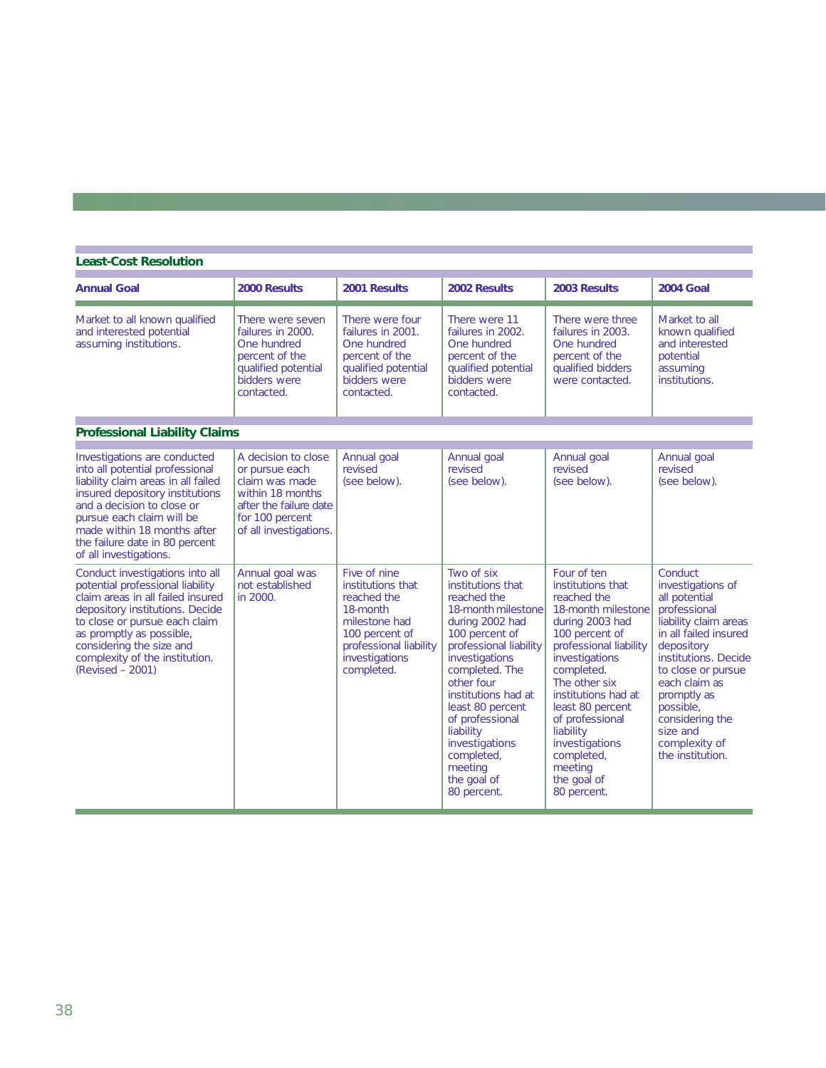| Annual Goal | 2000 Results | 2001 Results | 2002 Results | 2003 Results | 2004 Goal |
|---|---|---|---|---|---|
| **Least-Cost Resolution** | | | | | |
| Market to all known qualified and interested potential assuming institutions. | There were seven failures in 2000. One hundred percent of the qualified potential bidders were contacted. | There were four failures in 2001. One hundred percent of the qualified potential bidders were contacted. | There were 11 failures in 2002. One hundred percent of the qualified potential bidders were contacted. | There were three failures in 2003. One hundred percent of the qualified bidders were contacted. | Market to all known qualified and interested potential assuming institutions. |
| **Professional Liability Claims** | | | | | |
| Investigations are conducted into all potential professional liability claim areas in all failed insured depository institutions and a decision to close or pursue each claim will be made within 18 months after the failure date in 80 percent of all investigations. | A decision to close or pursue each claim was made within 18 months after the failure date for 100 percent of all investigations. | Annual goal revised (see below). | Annual goal revised (see below). | Annual goal revised (see below). | Annual goal revised (see below). |
| Conduct investigations into all potential professional liability claim areas in all failed insured depository institutions. Decide to close or pursue each claim as promptly as possible, considering the size and complexity of the institution. (Revised – 2001) | Annual goal was not established in 2000. | Five of nine institutions that reached the 18-month milestone had 100 percent of professional liability investigations completed. | Two of six institutions that reached the 18-month milestone during 2002 had 100 percent of professional liability investigations completed. The other four institutions had at least 80 percent of professional liability investigations completed, meeting the goal of 80 percent. | Four of ten institutions that reached the 18-month milestone during 2003 had 100 percent of professional liability investigations completed. The other six institutions had at least 80 percent of professional liability investigations completed, meeting the goal of 80 percent. | Conduct investigations of all potential professional liability claim areas in all failed insured depository institutions. Decide to close or pursue each claim as promptly as possible, considering the size and complexity of the institution. |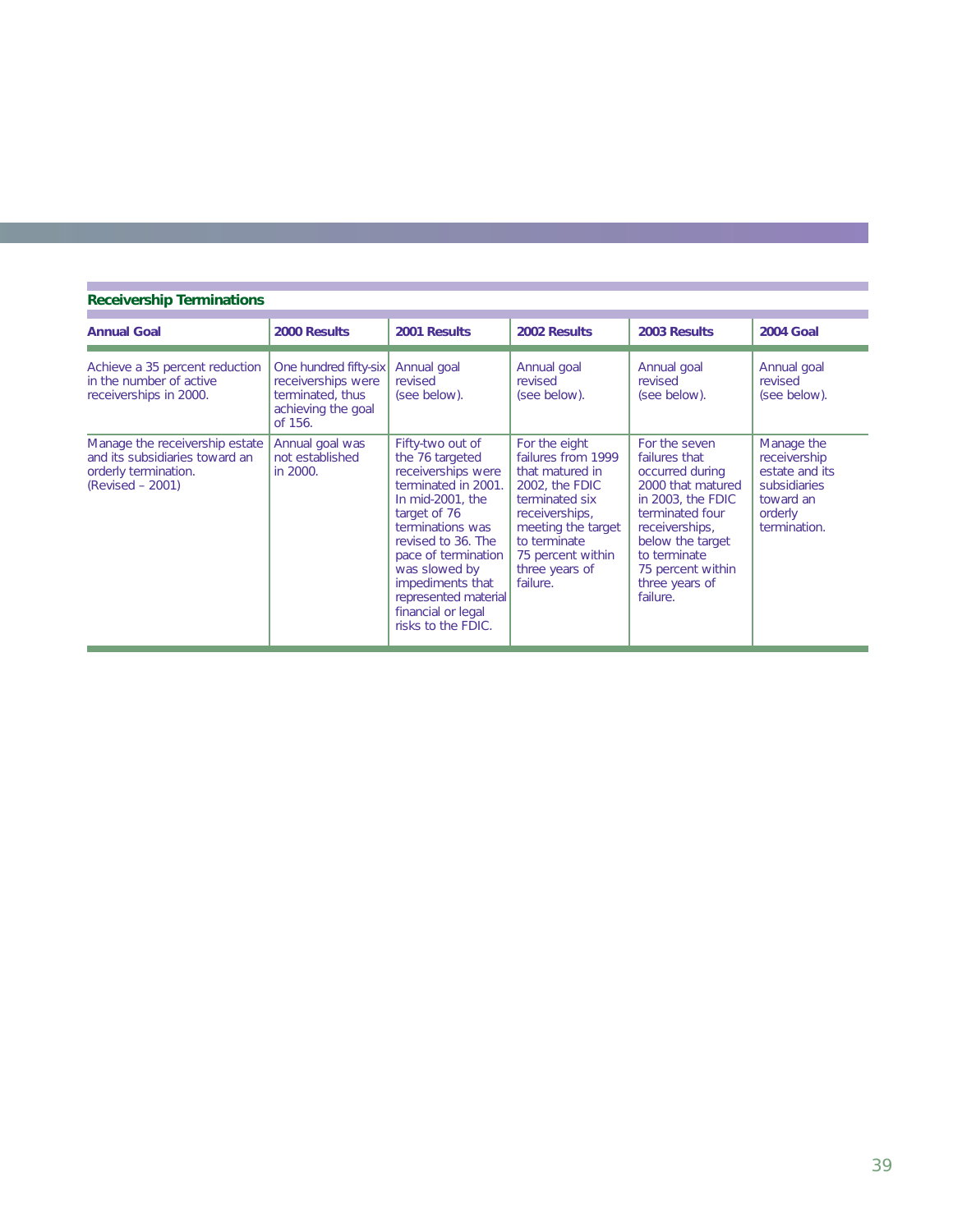### Receivership Terminations

| Annual Goal | 2000 Results | 2001 Results | 2002 Results | 2003 Results | 2004 Goal |
|---|---|---|---|---|---|
| Achieve a 35 percent reduction in the number of active receiverships in 2000. | One hundred fifty-six receiverships were terminated, thus achieving the goal of 156. | Annual goal revised (see below). | Annual goal revised (see below). | Annual goal revised (see below). | Annual goal revised (see below). |
| Manage the receivership estate and its subsidiaries toward an orderly termination. (Revised – 2001) | Annual goal was not established in 2000. | Fifty-two out of the 76 targeted receiverships were terminated in 2001. In mid-2001, the target of 76 terminations was revised to 36. The pace of termination was slowed by impediments that represented material financial or legal risks to the FDIC. | For the eight failures from 1999 that matured in 2002, the FDIC terminated six receiverships, meeting the target to terminate 75 percent within three years of failure. | For the seven failures that occurred during 2000 that matured in 2003, the FDIC terminated four receiverships, below the target to terminate 75 percent within three years of failure. | Manage the receivership estate and its subsidiaries toward an orderly termination. |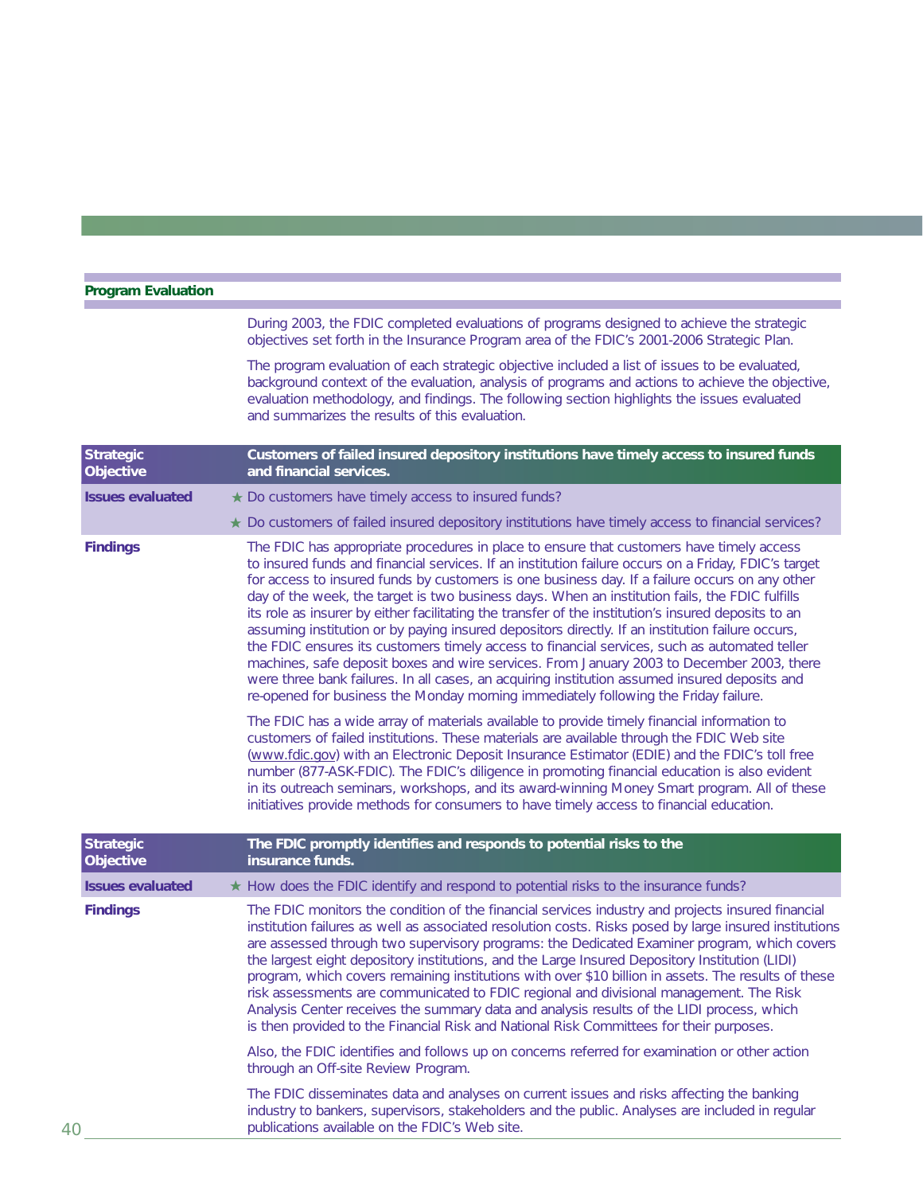## Program Evaluation

During 2003, the FDIC completed evaluations of programs designed to achieve the strategic objectives set forth in the Insurance Program area of the FDIC's 2001-2006 Strategic Plan.

The program evaluation of each strategic objective included a list of issues to be evaluated, background context of the evaluation, analysis of programs and actions to achieve the objective, evaluation methodology, and findings. The following section highlights the issues evaluated and summarizes the results of this evaluation.

### Strategic Objective: Customers of failed insured depository institutions have timely access to insured funds and financial services.

**Issues evaluated**

- ★ Do customers have timely access to insured funds?
- ★ Do customers of failed insured depository institutions have timely access to financial services?

**Findings**

The FDIC has appropriate procedures in place to ensure that customers have timely access to insured funds and financial services. If an institution failure occurs on a Friday, FDIC's target for access to insured funds by customers is one business day. If a failure occurs on any other day of the week, the target is two business days. When an institution fails, the FDIC fulfills its role as insurer by either facilitating the transfer of the institution's insured deposits to an assuming institution or by paying insured depositors directly. If an institution failure occurs, the FDIC ensures its customers timely access to financial services, such as automated teller machines, safe deposit boxes and wire services. From January 2003 to December 2003, there were three bank failures. In all cases, an acquiring institution assumed insured deposits and re-opened for business the Monday morning immediately following the Friday failure.

The FDIC has a wide array of materials available to provide timely financial information to customers of failed institutions. These materials are available through the FDIC Web site (www.fdic.gov) with an Electronic Deposit Insurance Estimator (EDIE) and the FDIC's toll free number (877-ASK-FDIC). The FDIC's diligence in promoting financial education is also evident in its outreach seminars, workshops, and its award-winning Money Smart program. All of these initiatives provide methods for consumers to have timely access to financial education.

### Strategic Objective: The FDIC promptly identifies and responds to potential risks to the insurance funds.

**Issues evaluated**

- ★ How does the FDIC identify and respond to potential risks to the insurance funds?

**Findings**

The FDIC monitors the condition of the financial services industry and projects insured financial institution failures as well as associated resolution costs. Risks posed by large insured institutions are assessed through two supervisory programs: the Dedicated Examiner program, which covers the largest eight depository institutions, and the Large Insured Depository Institution (LIDI) program, which covers remaining institutions with over $10 billion in assets. The results of these risk assessments are communicated to FDIC regional and divisional management. The Risk Analysis Center receives the summary data and analysis results of the LIDI process, which is then provided to the Financial Risk and National Risk Committees for their purposes.

Also, the FDIC identifies and follows up on concerns referred for examination or other action through an Off-site Review Program.

The FDIC disseminates data and analyses on current issues and risks affecting the banking industry to bankers, supervisors, stakeholders and the public. Analyses are included in regular publications available on the FDIC's Web site.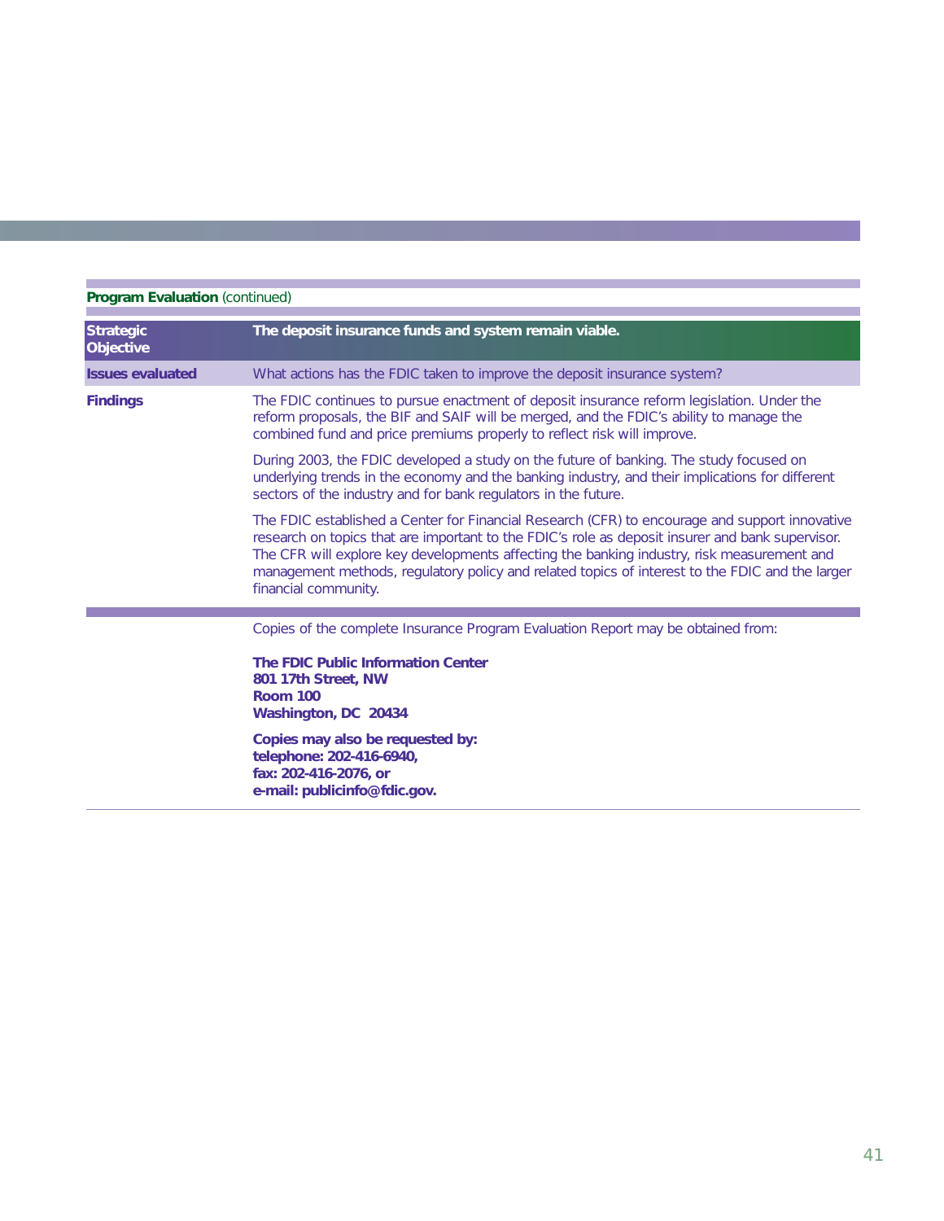**Program Evaluation** (continued)

| | |
|---|---|
| **Strategic Objective** | **The deposit insurance funds and system remain viable.** |
| **Issues evaluated** | What actions has the FDIC taken to improve the deposit insurance system? |
| **Findings** | The FDIC continues to pursue enactment of deposit insurance reform legislation. Under the reform proposals, the BIF and SAIF will be merged, and the FDIC's ability to manage the combined fund and price premiums properly to reflect risk will improve.<br><br>During 2003, the FDIC developed a study on the future of banking. The study focused on underlying trends in the economy and the banking industry, and their implications for different sectors of the industry and for bank regulators in the future.<br><br>The FDIC established a Center for Financial Research (CFR) to encourage and support innovative research on topics that are important to the FDIC's role as deposit insurer and bank supervisor. The CFR will explore key developments affecting the banking industry, risk measurement and management methods, regulatory policy and related topics of interest to the FDIC and the larger financial community. |

Copies of the complete Insurance Program Evaluation Report may be obtained from:

**The FDIC Public Information Center**
**801 17th Street, NW**
**Room 100**
**Washington, DC 20434**

**Copies may also be requested by:**
**telephone: 202-416-6940,**
**fax: 202-416-2076, or**
**e-mail: publicinfo@fdic.gov.**